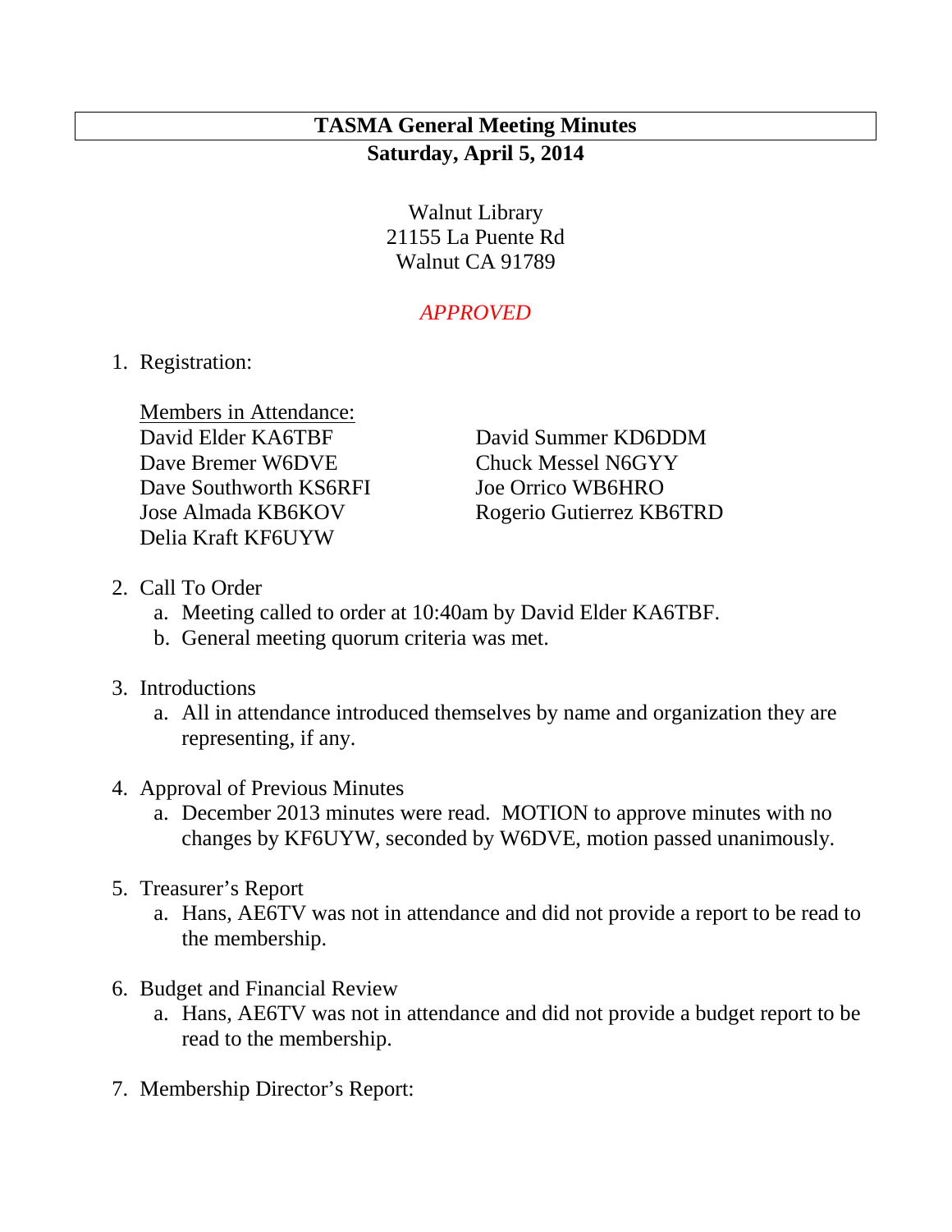# TASMA General Meeting Minutes

**Saturday, April 5, 2014**

Walnut Library
21155 La Puente Rd
Walnut CA 91789

*APPROVED*

1. Registration:

   Members in Attendance:

   David Elder KA6TBF
   Dave Bremer W6DVE
   Dave Southworth KS6RFI
   Jose Almada KB6KOV
   Delia Kraft KF6UYW
   David Summer KD6DDM
   Chuck Messel N6GYY
   Joe Orrico WB6HRO
   Rogerio Gutierrez KB6TRD

2. Call To Order
   a. Meeting called to order at 10:40am by David Elder KA6TBF.
   b. General meeting quorum criteria was met.

3. Introductions
   a. All in attendance introduced themselves by name and organization they are representing, if any.

4. Approval of Previous Minutes
   a. December 2013 minutes were read. MOTION to approve minutes with no changes by KF6UYW, seconded by W6DVE, motion passed unanimously.

5. Treasurer's Report
   a. Hans, AE6TV was not in attendance and did not provide a report to be read to the membership.

6. Budget and Financial Review
   a. Hans, AE6TV was not in attendance and did not provide a budget report to be read to the membership.

7. Membership Director's Report: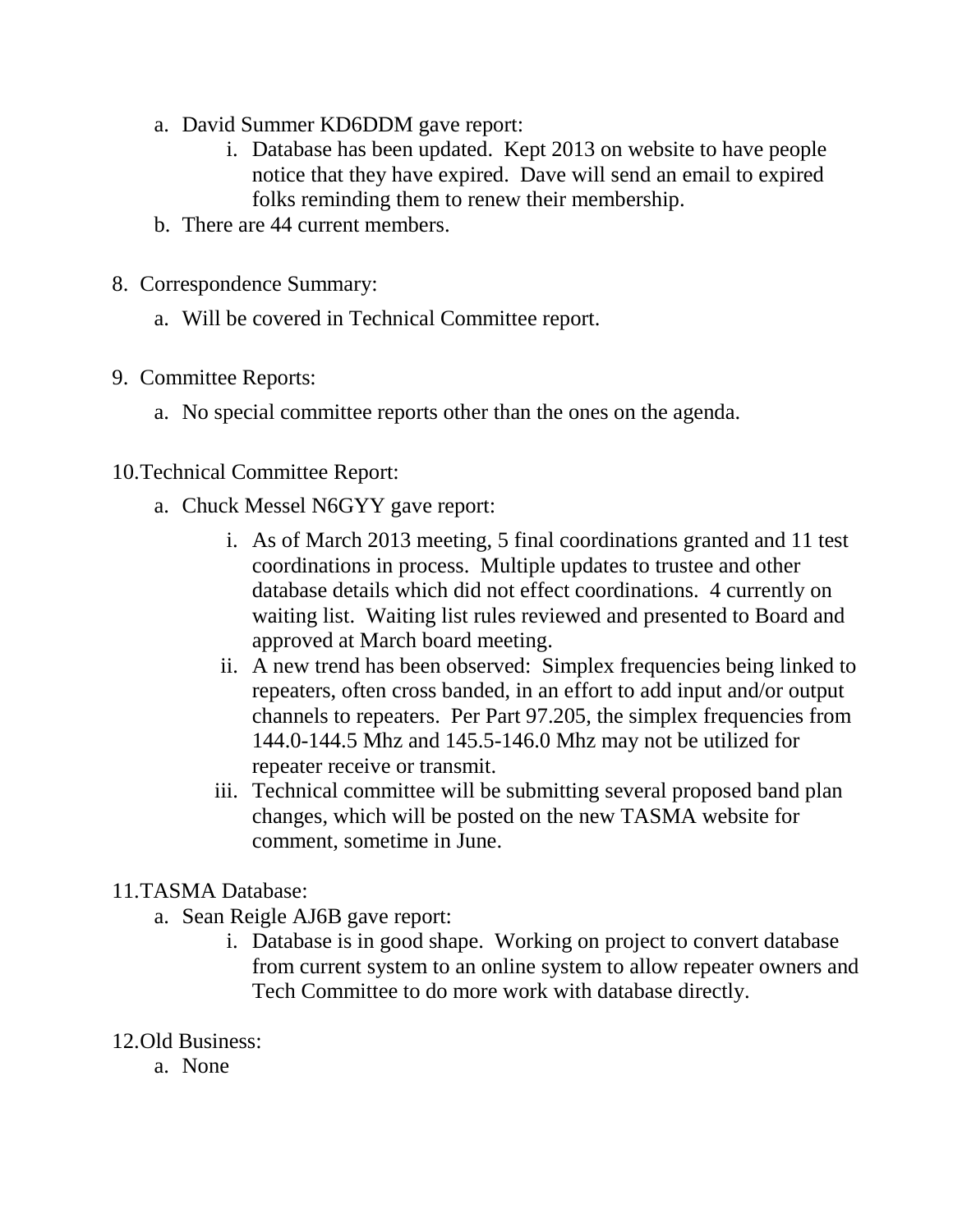a. David Summer KD6DDM gave report:
      i. Database has been updated. Kept 2013 on website to have people notice that they have expired. Dave will send an email to expired folks reminding them to renew their membership.
   b. There are 44 current members.

8. Correspondence Summary:
   a. Will be covered in Technical Committee report.

9. Committee Reports:
   a. No special committee reports other than the ones on the agenda.

10. Technical Committee Report:
    a. Chuck Messel N6GYY gave report:
       i. As of March 2013 meeting, 5 final coordinations granted and 11 test coordinations in process. Multiple updates to trustee and other database details which did not effect coordinations. 4 currently on waiting list. Waiting list rules reviewed and presented to Board and approved at March board meeting.
       ii. A new trend has been observed: Simplex frequencies being linked to repeaters, often cross banded, in an effort to add input and/or output channels to repeaters. Per Part 97.205, the simplex frequencies from 144.0-144.5 Mhz and 145.5-146.0 Mhz may not be utilized for repeater receive or transmit.
       iii. Technical committee will be submitting several proposed band plan changes, which will be posted on the new TASMA website for comment, sometime in June.

11. TASMA Database:
    a. Sean Reigle AJ6B gave report:
       i. Database is in good shape. Working on project to convert database from current system to an online system to allow repeater owners and Tech Committee to do more work with database directly.

12. Old Business:
    a. None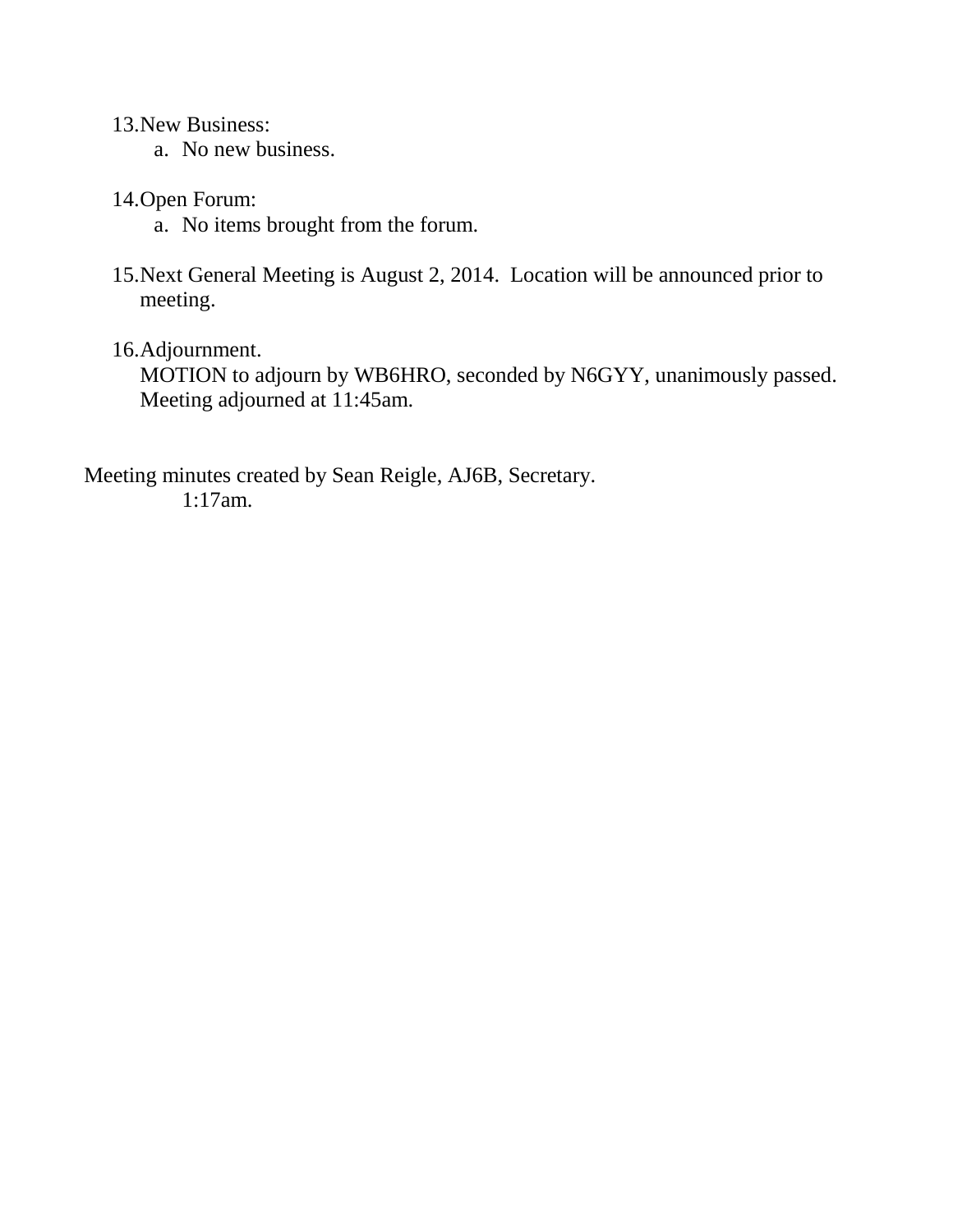13. New Business:
    a. No new business.

14. Open Forum:
    a. No items brought from the forum.

15. Next General Meeting is August 2, 2014. Location will be announced prior to meeting.

16. Adjournment.
    MOTION to adjourn by WB6HRO, seconded by N6GYY, unanimously passed.
    Meeting adjourned at 11:45am.

Meeting minutes created by Sean Reigle, AJ6B, Secretary.
1:17am.